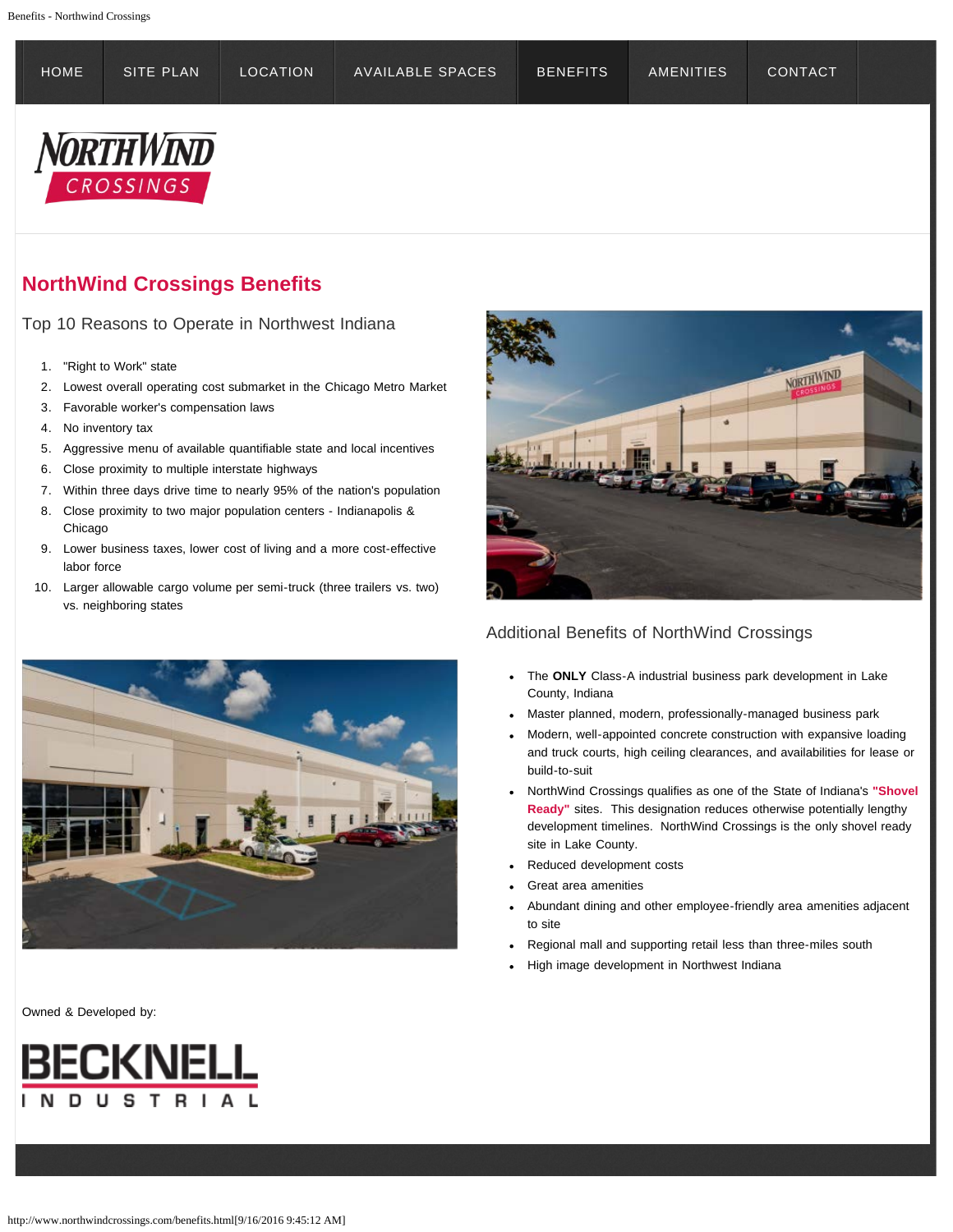HOME | SITE PLAN | LOCATION | AVAILABLE SPACES | BENEFITS | AMENITIES | CONTACT

NORTHWIND CROSSINGS

## NorthWind Crossings Benefits

### Top 10 Reasons to Operate in Northwest Indiana

1. "Right to Work" state
2. Lowest overall operating cost submarket in the Chicago Metro Market
3. Favorable worker's compensation laws
4. No inventory tax
5. Aggressive menu of available quantifiable state and local incentives
6. Close proximity to multiple interstate highways
7. Within three days drive time to nearly 95% of the nation's population
8. Close proximity to two major population centers - Indianapolis & Chicago
9. Lower business taxes, lower cost of living and a more cost-effective labor force
10. Larger allowable cargo volume per semi-truck (three trailers vs. two) vs. neighboring states

### Additional Benefits of NorthWind Crossings

- The **ONLY** Class-A industrial business park development in Lake County, Indiana
- Master planned, modern, professionally-managed business park
- Modern, well-appointed concrete construction with expansive loading and truck courts, high ceiling clearances, and availabilities for lease or build-to-suit
- NorthWind Crossings qualifies as one of the State of Indiana's **"Shovel Ready"** sites. This designation reduces otherwise potentially lengthy development timelines. NorthWind Crossings is the only shovel ready site in Lake County.
- Reduced development costs
- Great area amenities
- Abundant dining and other employee-friendly area amenities adjacent to site
- Regional mall and supporting retail less than three-miles south
- High image development in Northwest Indiana

Owned & Developed by:

BECKNELL INDUSTRIAL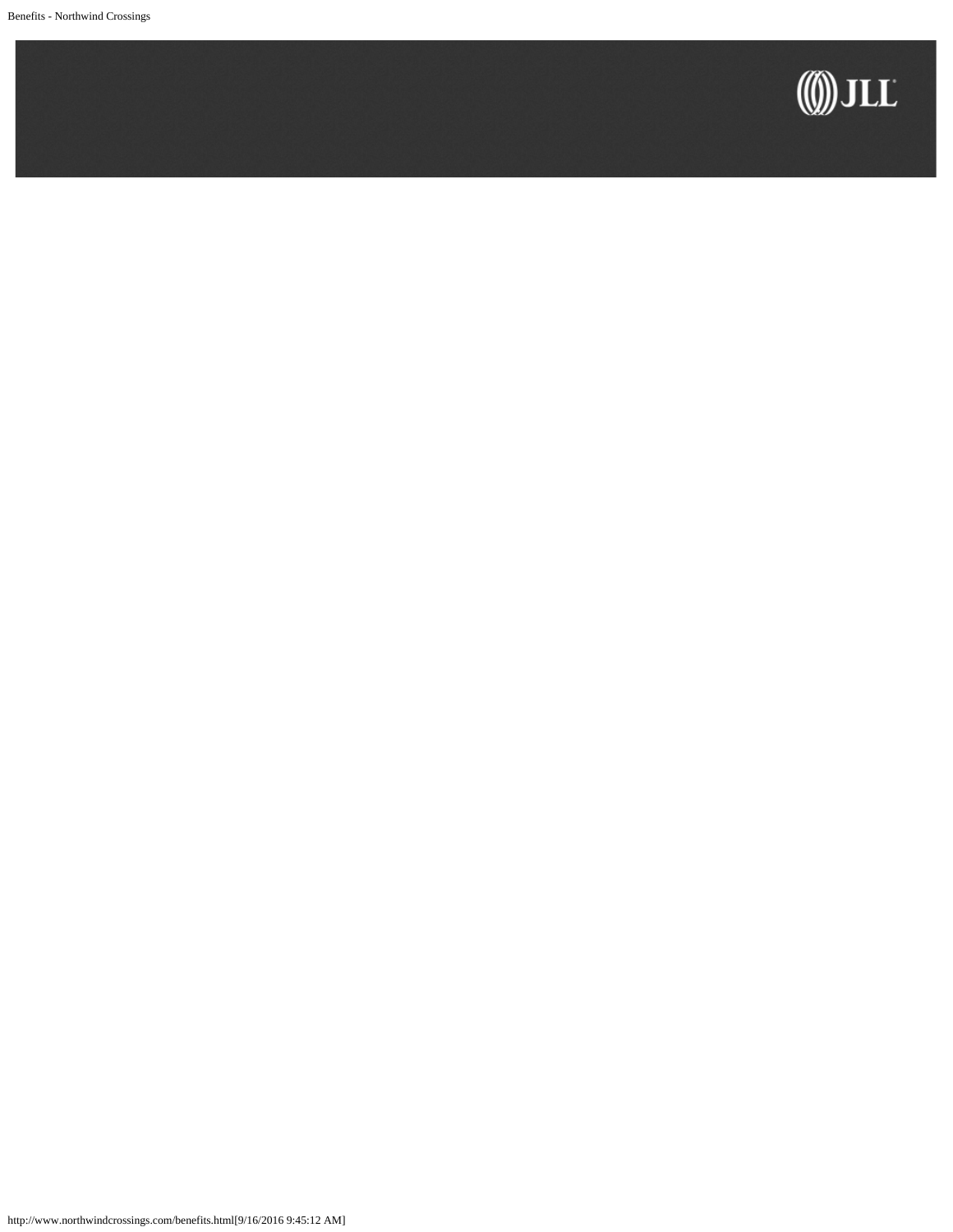JLL